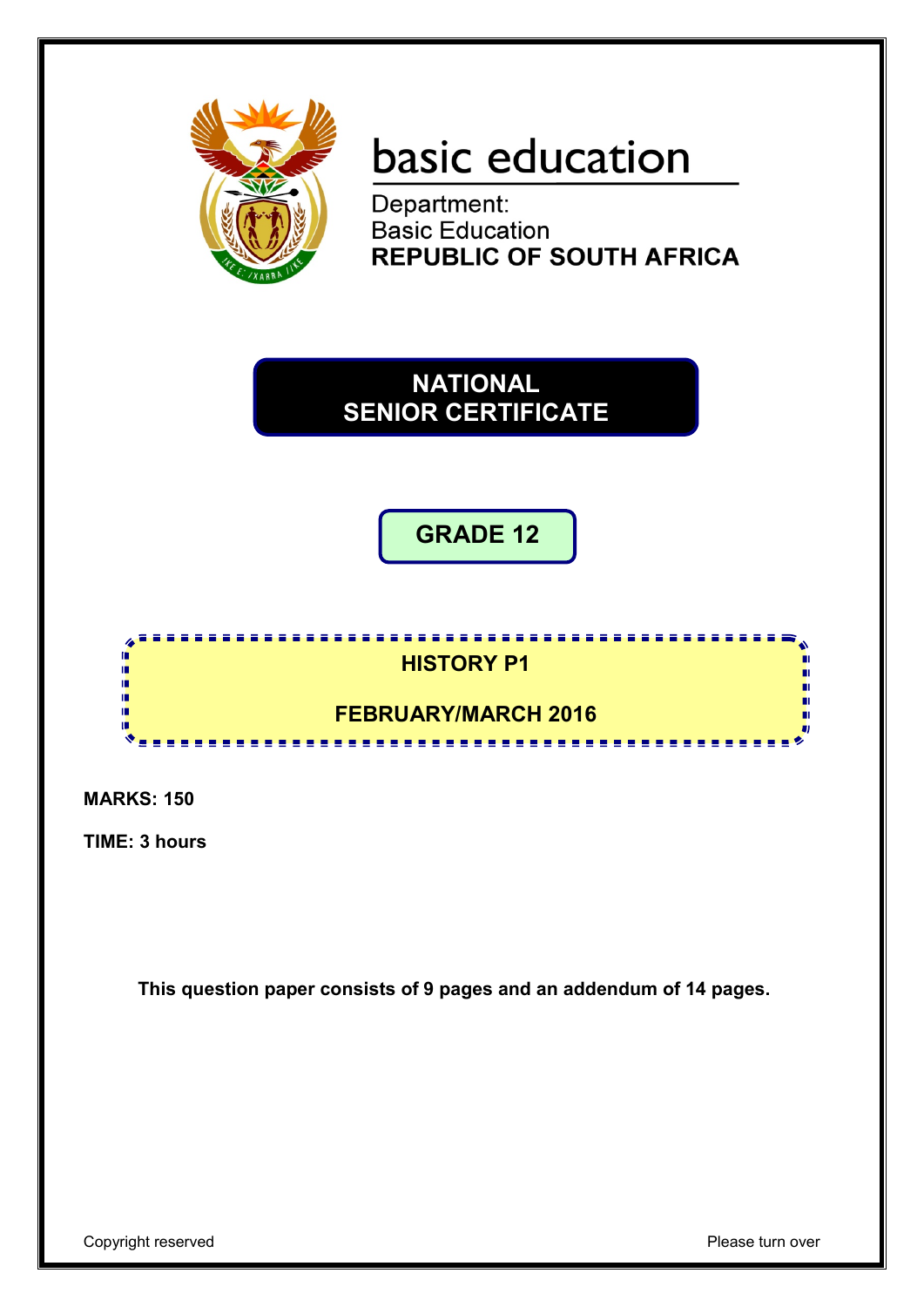basic education

Department:
Basic Education
**REPUBLIC OF SOUTH AFRICA**

# NATIONAL SENIOR CERTIFICATE

## GRADE 12

## HISTORY P1

## FEBRUARY/MARCH 2016

**MARKS: 150**

**TIME: 3 hours**

**This question paper consists of 9 pages and an addendum of 14 pages.**

Copyright reserved

Please turn over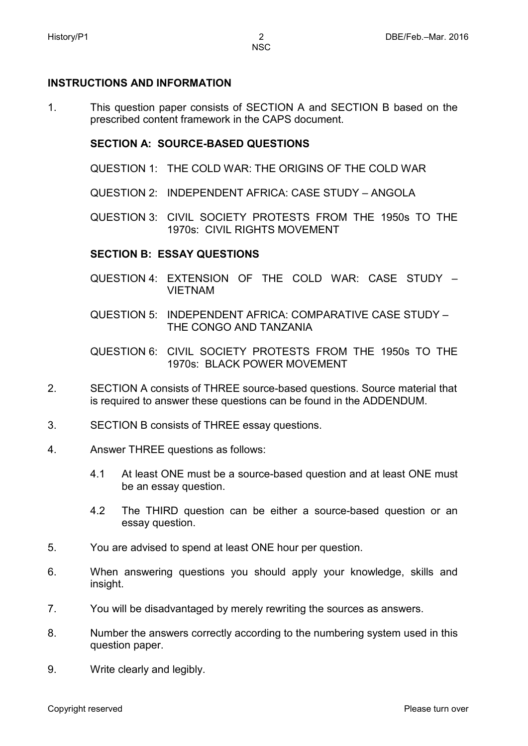## INSTRUCTIONS AND INFORMATION

1. This question paper consists of SECTION A and SECTION B based on the prescribed content framework in the CAPS document.

   **SECTION A: SOURCE-BASED QUESTIONS**

   QUESTION 1: THE COLD WAR: THE ORIGINS OF THE COLD WAR

   QUESTION 2: INDEPENDENT AFRICA: CASE STUDY – ANGOLA

   QUESTION 3: CIVIL SOCIETY PROTESTS FROM THE 1950s TO THE 1970s: CIVIL RIGHTS MOVEMENT

   **SECTION B: ESSAY QUESTIONS**

   QUESTION 4: EXTENSION OF THE COLD WAR: CASE STUDY – VIETNAM

   QUESTION 5: INDEPENDENT AFRICA: COMPARATIVE CASE STUDY – THE CONGO AND TANZANIA

   QUESTION 6: CIVIL SOCIETY PROTESTS FROM THE 1950s TO THE 1970s: BLACK POWER MOVEMENT

2. SECTION A consists of THREE source-based questions. Source material that is required to answer these questions can be found in the ADDENDUM.

3. SECTION B consists of THREE essay questions.

4. Answer THREE questions as follows:

   4.1 At least ONE must be a source-based question and at least ONE must be an essay question.

   4.2 The THIRD question can be either a source-based question or an essay question.

5. You are advised to spend at least ONE hour per question.

6. When answering questions you should apply your knowledge, skills and insight.

7. You will be disadvantaged by merely rewriting the sources as answers.

8. Number the answers correctly according to the numbering system used in this question paper.

9. Write clearly and legibly.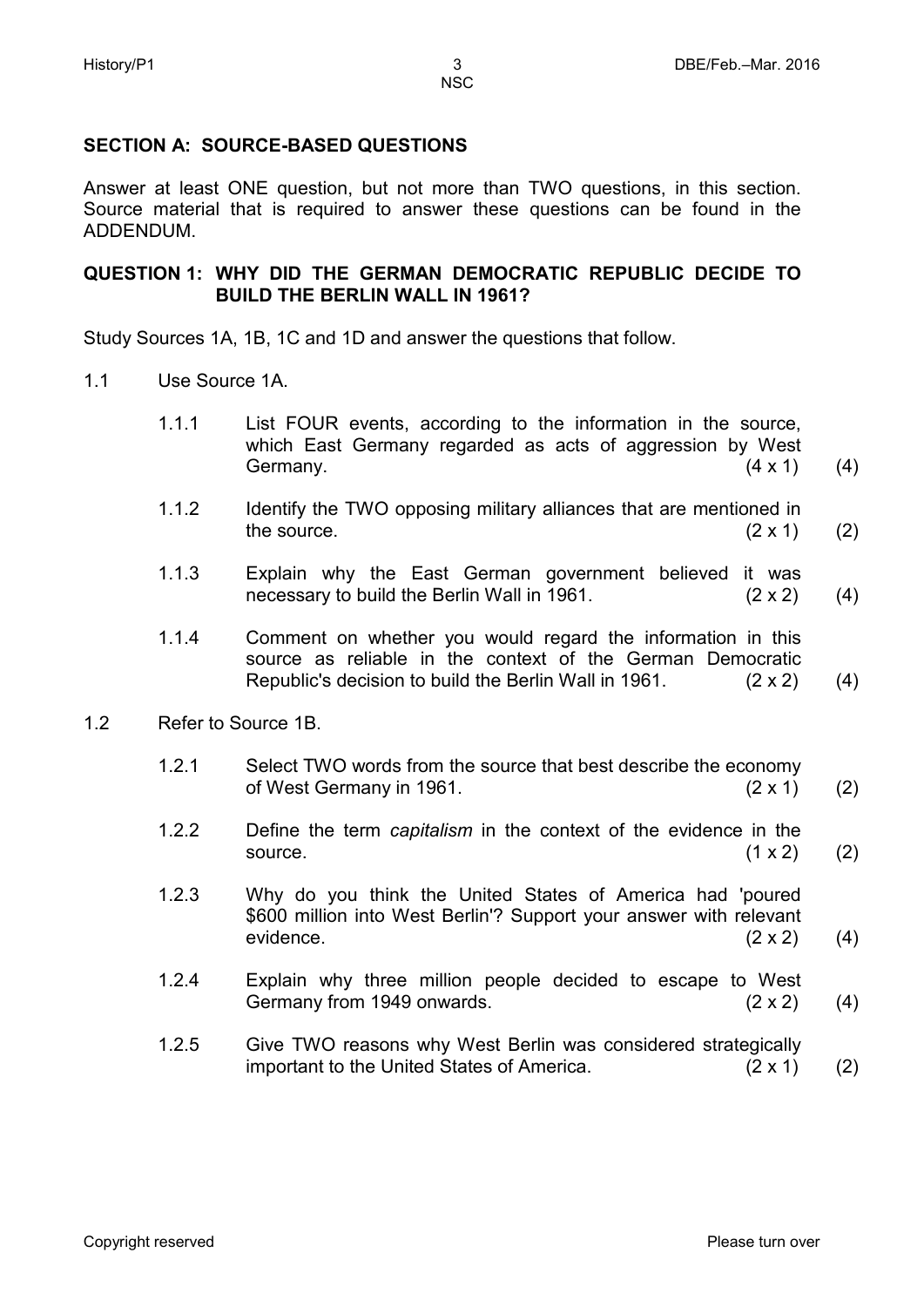## SECTION A: SOURCE-BASED QUESTIONS

Answer at least ONE question, but not more than TWO questions, in this section. Source material that is required to answer these questions can be found in the ADDENDUM.

### QUESTION 1: WHY DID THE GERMAN DEMOCRATIC REPUBLIC DECIDE TO BUILD THE BERLIN WALL IN 1961?

Study Sources 1A, 1B, 1C and 1D and answer the questions that follow.

1.1 Use Source 1A.

1.1.1 List FOUR events, according to the information in the source, which East Germany regarded as acts of aggression by West Germany. (4 x 1) (4)

1.1.2 Identify the TWO opposing military alliances that are mentioned in the source. (2 x 1) (2)

1.1.3 Explain why the East German government believed it was necessary to build the Berlin Wall in 1961. (2 x 2) (4)

1.1.4 Comment on whether you would regard the information in this source as reliable in the context of the German Democratic Republic's decision to build the Berlin Wall in 1961. (2 x 2) (4)

1.2 Refer to Source 1B.

1.2.1 Select TWO words from the source that best describe the economy of West Germany in 1961. (2 x 1) (2)

1.2.2 Define the term *capitalism* in the context of the evidence in the source. (1 x 2) (2)

1.2.3 Why do you think the United States of America had 'poured $600 million into West Berlin'? Support your answer with relevant evidence. (2 x 2) (4)

1.2.4 Explain why three million people decided to escape to West Germany from 1949 onwards. (2 x 2) (4)

1.2.5 Give TWO reasons why West Berlin was considered strategically important to the United States of America. (2 x 1) (2)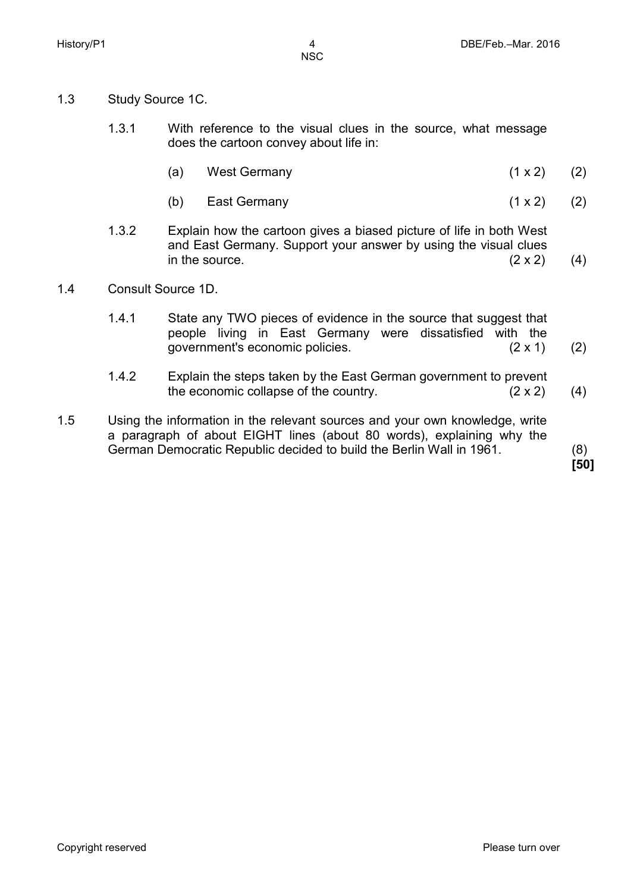1.3 Study Source 1C.

1.3.1 With reference to the visual clues in the source, what message does the cartoon convey about life in:

(a) West Germany (1 x 2) (2)

(b) East Germany (1 x 2) (2)

1.3.2 Explain how the cartoon gives a biased picture of life in both West and East Germany. Support your answer by using the visual clues in the source. (2 x 2) (4)

1.4 Consult Source 1D.

1.4.1 State any TWO pieces of evidence in the source that suggest that people living in East Germany were dissatisfied with the government's economic policies. (2 x 1) (2)

1.4.2 Explain the steps taken by the East German government to prevent the economic collapse of the country. (2 x 2) (4)

1.5 Using the information in the relevant sources and your own knowledge, write a paragraph of about EIGHT lines (about 80 words), explaining why the German Democratic Republic decided to build the Berlin Wall in 1961. (8)

**[50]**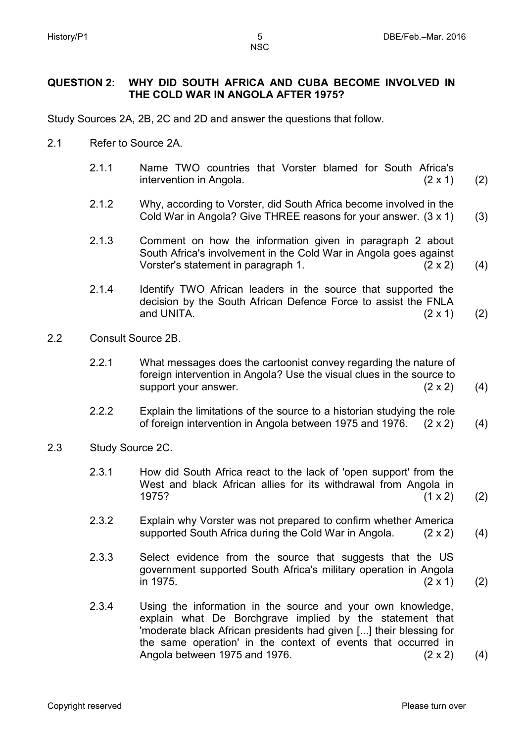## QUESTION 2: WHY DID SOUTH AFRICA AND CUBA BECOME INVOLVED IN THE COLD WAR IN ANGOLA AFTER 1975?

Study Sources 2A, 2B, 2C and 2D and answer the questions that follow.

2.1 Refer to Source 2A.

- 2.1.1 Name TWO countries that Vorster blamed for South Africa's intervention in Angola. (2 x 1) (2)
- 2.1.2 Why, according to Vorster, did South Africa become involved in the Cold War in Angola? Give THREE reasons for your answer. (3 x 1) (3)
- 2.1.3 Comment on how the information given in paragraph 2 about South Africa's involvement in the Cold War in Angola goes against Vorster's statement in paragraph 1. (2 x 2) (4)
- 2.1.4 Identify TWO African leaders in the source that supported the decision by the South African Defence Force to assist the FNLA and UNITA. (2 x 1) (2)

2.2 Consult Source 2B.

- 2.2.1 What messages does the cartoonist convey regarding the nature of foreign intervention in Angola? Use the visual clues in the source to support your answer. (2 x 2) (4)
- 2.2.2 Explain the limitations of the source to a historian studying the role of foreign intervention in Angola between 1975 and 1976. (2 x 2) (4)

2.3 Study Source 2C.

- 2.3.1 How did South Africa react to the lack of 'open support' from the West and black African allies for its withdrawal from Angola in 1975? (1 x 2) (2)
- 2.3.2 Explain why Vorster was not prepared to confirm whether America supported South Africa during the Cold War in Angola. (2 x 2) (4)
- 2.3.3 Select evidence from the source that suggests that the US government supported South Africa's military operation in Angola in 1975. (2 x 1) (2)
- 2.3.4 Using the information in the source and your own knowledge, explain what De Borchgrave implied by the statement that 'moderate black African presidents had given [...] their blessing for the same operation' in the context of events that occurred in Angola between 1975 and 1976. (2 x 2) (4)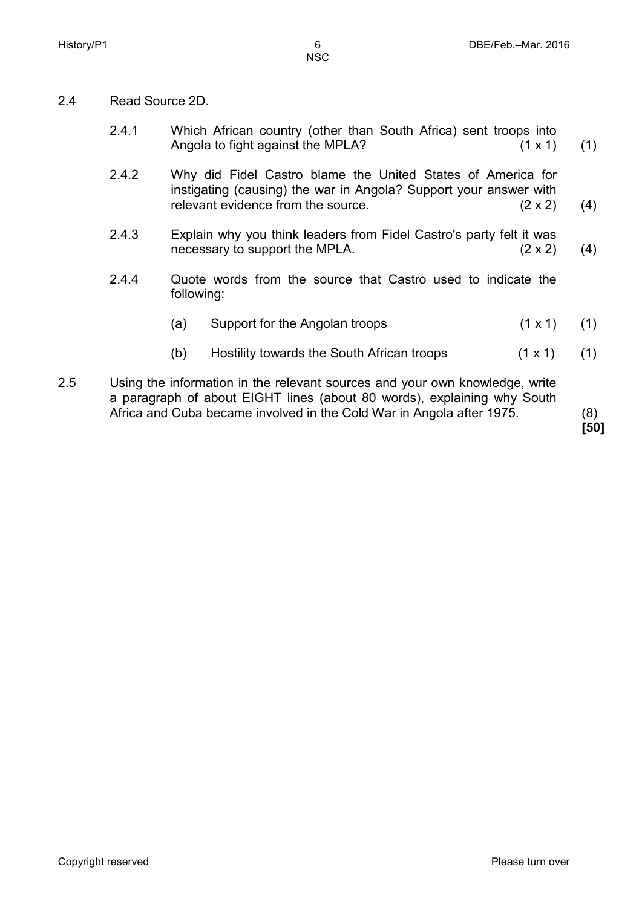2.4 Read Source 2D.

2.4.1 Which African country (other than South Africa) sent troops into Angola to fight against the MPLA? (1 x 1) (1)

2.4.2 Why did Fidel Castro blame the United States of America for instigating (causing) the war in Angola? Support your answer with relevant evidence from the source. (2 x 2) (4)

2.4.3 Explain why you think leaders from Fidel Castro's party felt it was necessary to support the MPLA. (2 x 2) (4)

2.4.4 Quote words from the source that Castro used to indicate the following:

(a) Support for the Angolan troops (1 x 1) (1)

(b) Hostility towards the South African troops (1 x 1) (1)

2.5 Using the information in the relevant sources and your own knowledge, write a paragraph of about EIGHT lines (about 80 words), explaining why South Africa and Cuba became involved in the Cold War in Angola after 1975. (8)

**[50]**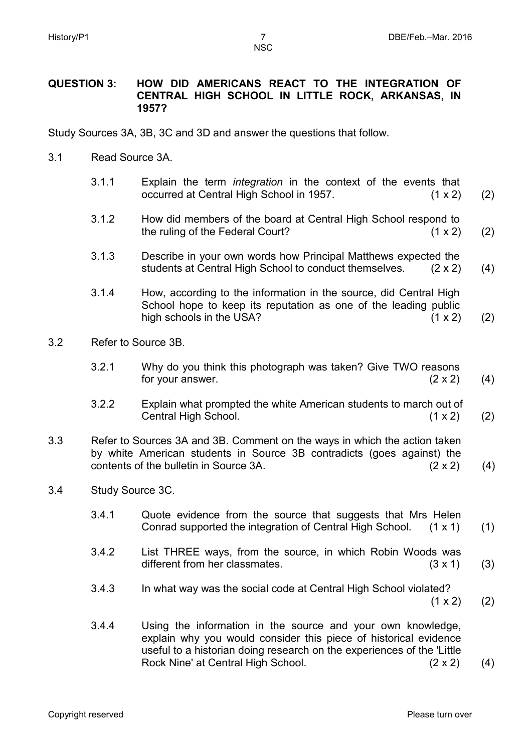## QUESTION 3: HOW DID AMERICANS REACT TO THE INTEGRATION OF CENTRAL HIGH SCHOOL IN LITTLE ROCK, ARKANSAS, IN 1957?

Study Sources 3A, 3B, 3C and 3D and answer the questions that follow.

3.1 Read Source 3A.

3.1.1 Explain the term *integration* in the context of the events that occurred at Central High School in 1957. (1 x 2) (2)

3.1.2 How did members of the board at Central High School respond to the ruling of the Federal Court? (1 x 2) (2)

3.1.3 Describe in your own words how Principal Matthews expected the students at Central High School to conduct themselves. (2 x 2) (4)

3.1.4 How, according to the information in the source, did Central High School hope to keep its reputation as one of the leading public high schools in the USA? (1 x 2) (2)

3.2 Refer to Source 3B.

3.2.1 Why do you think this photograph was taken? Give TWO reasons for your answer. (2 x 2) (4)

3.2.2 Explain what prompted the white American students to march out of Central High School. (1 x 2) (2)

3.3 Refer to Sources 3A and 3B. Comment on the ways in which the action taken by white American students in Source 3B contradicts (goes against) the contents of the bulletin in Source 3A. (2 x 2) (4)

3.4 Study Source 3C.

3.4.1 Quote evidence from the source that suggests that Mrs Helen Conrad supported the integration of Central High School. (1 x 1) (1)

3.4.2 List THREE ways, from the source, in which Robin Woods was different from her classmates. (3 x 1) (3)

3.4.3 In what way was the social code at Central High School violated? (1 x 2) (2)

3.4.4 Using the information in the source and your own knowledge, explain why you would consider this piece of historical evidence useful to a historian doing research on the experiences of the 'Little Rock Nine' at Central High School. (2 x 2) (4)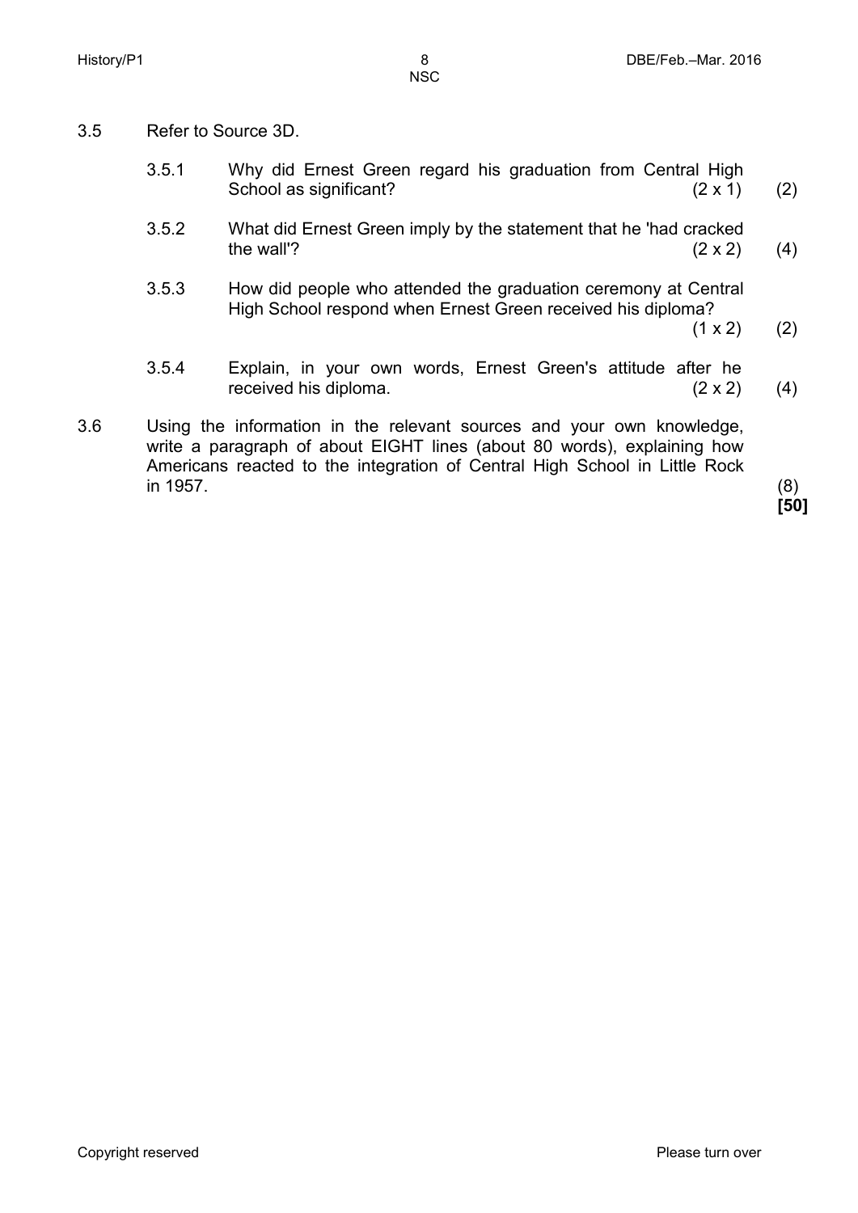3.5 Refer to Source 3D.

3.5.1 Why did Ernest Green regard his graduation from Central High School as significant? (2 x 1) (2)

3.5.2 What did Ernest Green imply by the statement that he 'had cracked the wall'? (2 x 2) (4)

3.5.3 How did people who attended the graduation ceremony at Central High School respond when Ernest Green received his diploma? (1 x 2) (2)

3.5.4 Explain, in your own words, Ernest Green's attitude after he received his diploma. (2 x 2) (4)

3.6 Using the information in the relevant sources and your own knowledge, write a paragraph of about EIGHT lines (about 80 words), explaining how Americans reacted to the integration of Central High School in Little Rock in 1957. (8)

**[50]**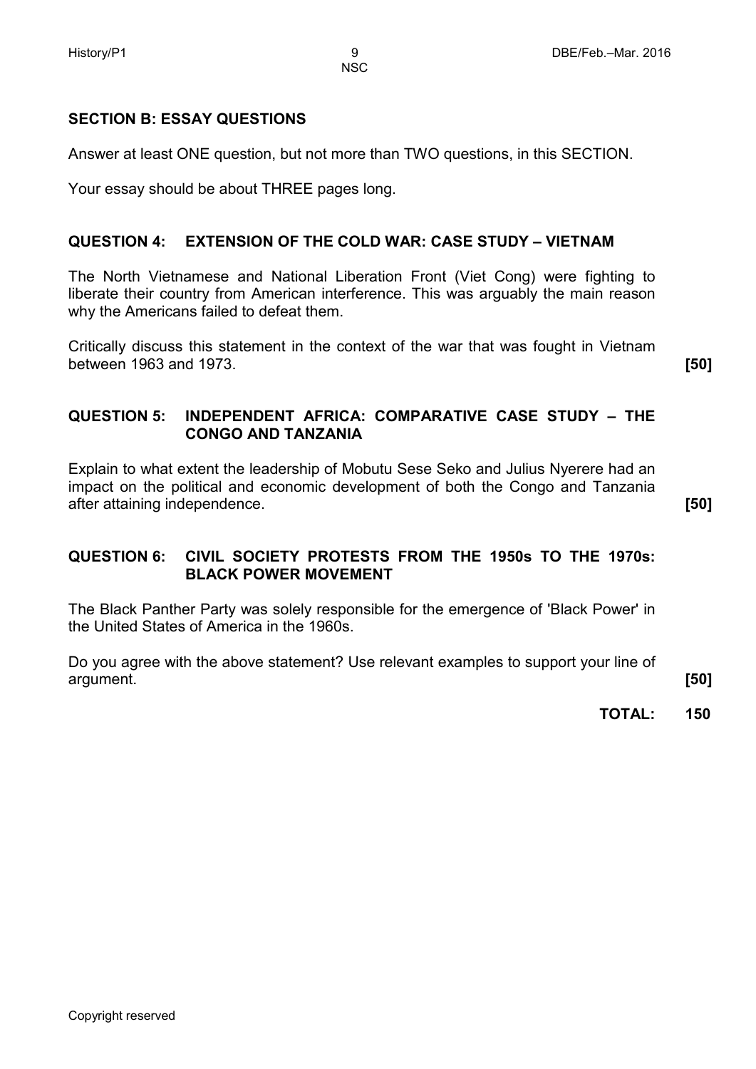## SECTION B: ESSAY QUESTIONS

Answer at least ONE question, but not more than TWO questions, in this SECTION.

Your essay should be about THREE pages long.

### QUESTION 4: EXTENSION OF THE COLD WAR: CASE STUDY – VIETNAM

The North Vietnamese and National Liberation Front (Viet Cong) were fighting to liberate their country from American interference. This was arguably the main reason why the Americans failed to defeat them.

Critically discuss this statement in the context of the war that was fought in Vietnam between 1963 and 1973. **[50]**

### QUESTION 5: INDEPENDENT AFRICA: COMPARATIVE CASE STUDY – THE CONGO AND TANZANIA

Explain to what extent the leadership of Mobutu Sese Seko and Julius Nyerere had an impact on the political and economic development of both the Congo and Tanzania after attaining independence. **[50]**

### QUESTION 6: CIVIL SOCIETY PROTESTS FROM THE 1950s TO THE 1970s: BLACK POWER MOVEMENT

The Black Panther Party was solely responsible for the emergence of 'Black Power' in the United States of America in the 1960s.

Do you agree with the above statement? Use relevant examples to support your line of argument. **[50]**

**TOTAL: 150**